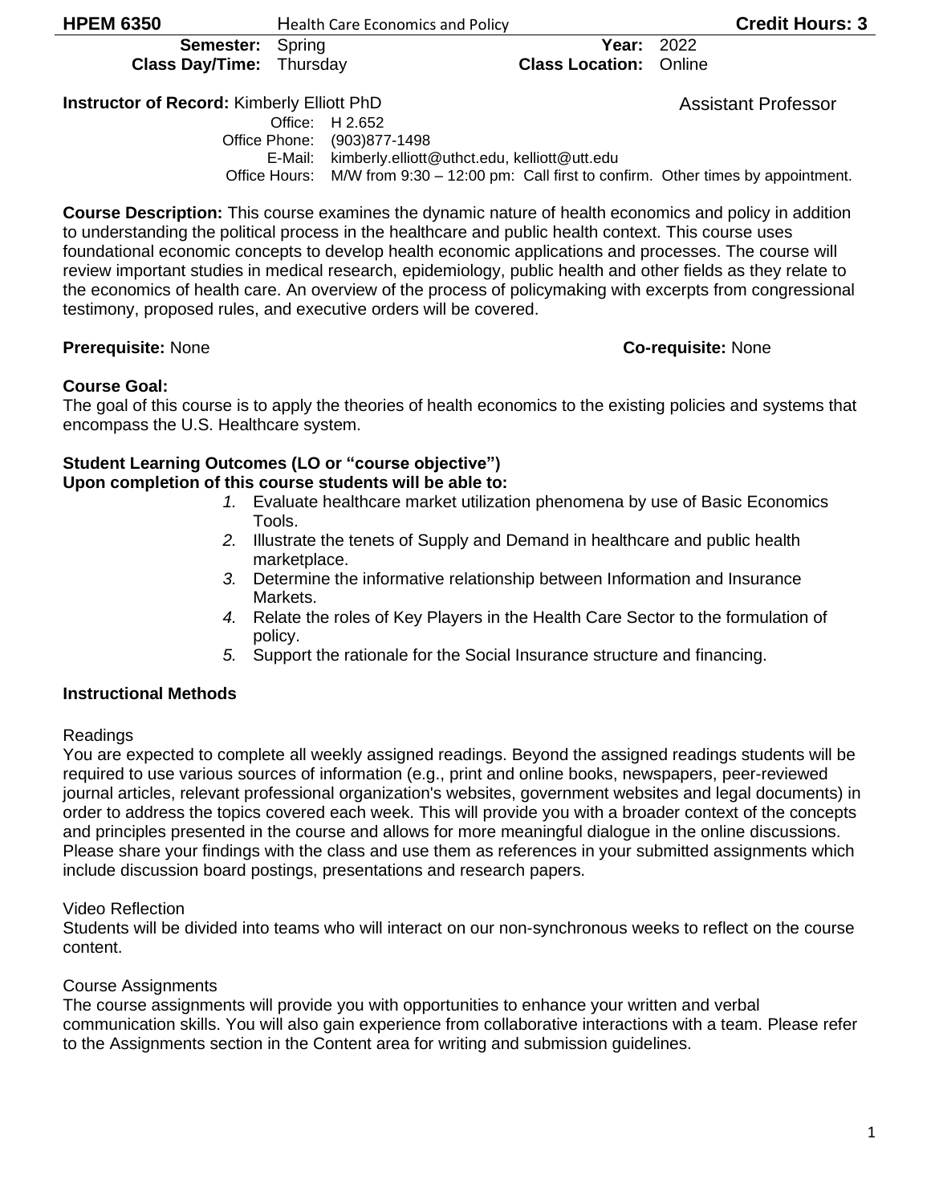**HPEM 6350** Health Care Economics and Policy **Credit Hours: 3**

**Semester:** Spring **Year:** 2022
**Class Day/Time:** Thursday **Class Location:** Online

**Instructor of Record:** Kimberly Elliott PhD Assistant Professor

Office: H 2.652
Office Phone: (903)877-1498
E-Mail: kimberly.elliott@uthct.edu, kelliott@utt.edu
Office Hours: M/W from 9:30 – 12:00 pm: Call first to confirm. Other times by appointment.

**Course Description:** This course examines the dynamic nature of health economics and policy in addition to understanding the political process in the healthcare and public health context. This course uses foundational economic concepts to develop health economic applications and processes. The course will review important studies in medical research, epidemiology, public health and other fields as they relate to the economics of health care. An overview of the process of policymaking with excerpts from congressional testimony, proposed rules, and executive orders will be covered.

**Prerequisite:** None **Co-requisite:** None

**Course Goal:**
The goal of this course is to apply the theories of health economics to the existing policies and systems that encompass the U.S. Healthcare system.

**Student Learning Outcomes (LO or "course objective")**
**Upon completion of this course students will be able to:**

1. Evaluate healthcare market utilization phenomena by use of Basic Economics Tools.
2. Illustrate the tenets of Supply and Demand in healthcare and public health marketplace.
3. Determine the informative relationship between Information and Insurance Markets.
4. Relate the roles of Key Players in the Health Care Sector to the formulation of policy.
5. Support the rationale for the Social Insurance structure and financing.

**Instructional Methods**

Readings
You are expected to complete all weekly assigned readings. Beyond the assigned readings students will be required to use various sources of information (e.g., print and online books, newspapers, peer-reviewed journal articles, relevant professional organization's websites, government websites and legal documents) in order to address the topics covered each week. This will provide you with a broader context of the concepts and principles presented in the course and allows for more meaningful dialogue in the online discussions. Please share your findings with the class and use them as references in your submitted assignments which include discussion board postings, presentations and research papers.

Video Reflection
Students will be divided into teams who will interact on our non-synchronous weeks to reflect on the course content.

Course Assignments
The course assignments will provide you with opportunities to enhance your written and verbal communication skills. You will also gain experience from collaborative interactions with a team. Please refer to the Assignments section in the Content area for writing and submission guidelines.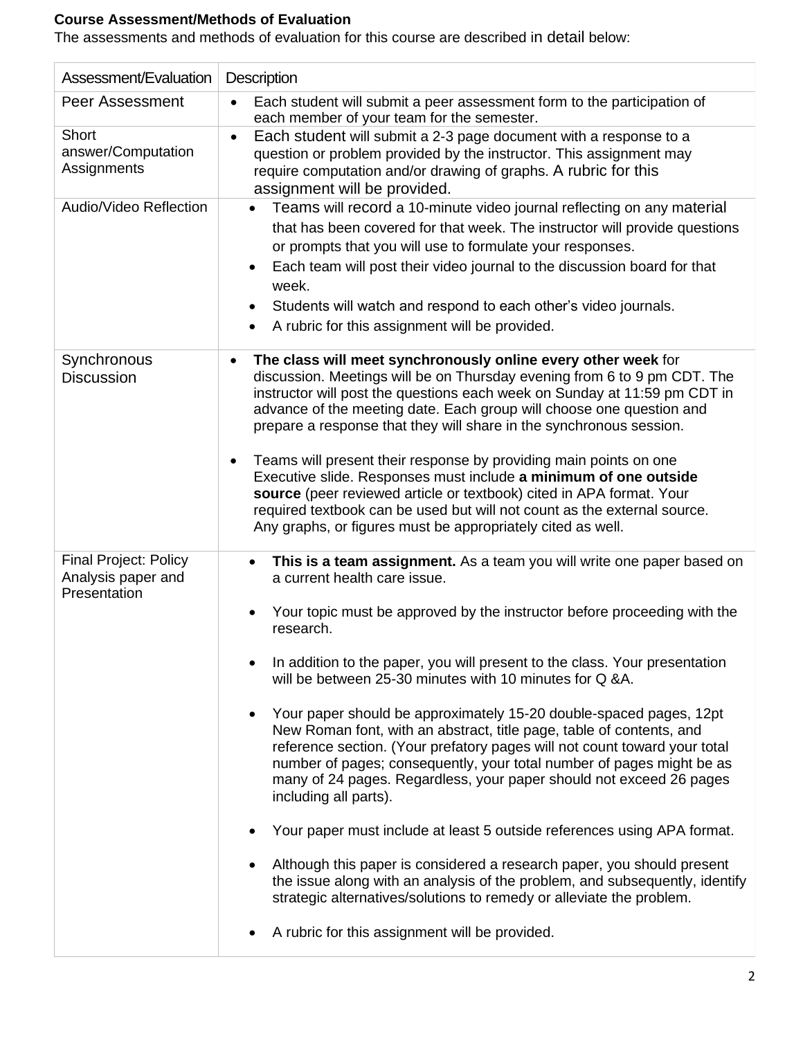**Course Assessment/Methods of Evaluation**

The assessments and methods of evaluation for this course are described in detail below:

| Assessment/Evaluation | Description |
|---|---|
| Peer Assessment | • Each student will submit a peer assessment form to the participation of each member of your team for the semester. |
| Short answer/Computation Assignments | • Each student will submit a 2-3 page document with a response to a question or problem provided by the instructor. This assignment may require computation and/or drawing of graphs. A rubric for this assignment will be provided. |
| Audio/Video Reflection | • Teams will record a 10-minute video journal reflecting on any material that has been covered for that week. The instructor will provide questions or prompts that you will use to formulate your responses. <br> • Each team will post their video journal to the discussion board for that week. <br> • Students will watch and respond to each other's video journals. <br> • A rubric for this assignment will be provided. |
| Synchronous Discussion | • **The class will meet synchronously online every other week** for discussion. Meetings will be on Thursday evening from 6 to 9 pm CDT. The instructor will post the questions each week on Sunday at 11:59 pm CDT in advance of the meeting date. Each group will choose one question and prepare a response that they will share in the synchronous session. <br> • Teams will present their response by providing main points on one Executive slide. Responses must include **a minimum of one outside source** (peer reviewed article or textbook) cited in APA format. Your required textbook can be used but will not count as the external source. Any graphs, or figures must be appropriately cited as well. |
| Final Project: Policy Analysis paper and Presentation | • **This is a team assignment.** As a team you will write one paper based on a current health care issue. <br> • Your topic must be approved by the instructor before proceeding with the research. <br> • In addition to the paper, you will present to the class. Your presentation will be between 25-30 minutes with 10 minutes for Q &A. <br> • Your paper should be approximately 15-20 double-spaced pages, 12pt New Roman font, with an abstract, title page, table of contents, and reference section. (Your prefatory pages will not count toward your total number of pages; consequently, your total number of pages might be as many of 24 pages. Regardless, your paper should not exceed 26 pages including all parts). <br> • Your paper must include at least 5 outside references using APA format. <br> • Although this paper is considered a research paper, you should present the issue along with an analysis of the problem, and subsequently, identify strategic alternatives/solutions to remedy or alleviate the problem. <br> • A rubric for this assignment will be provided. |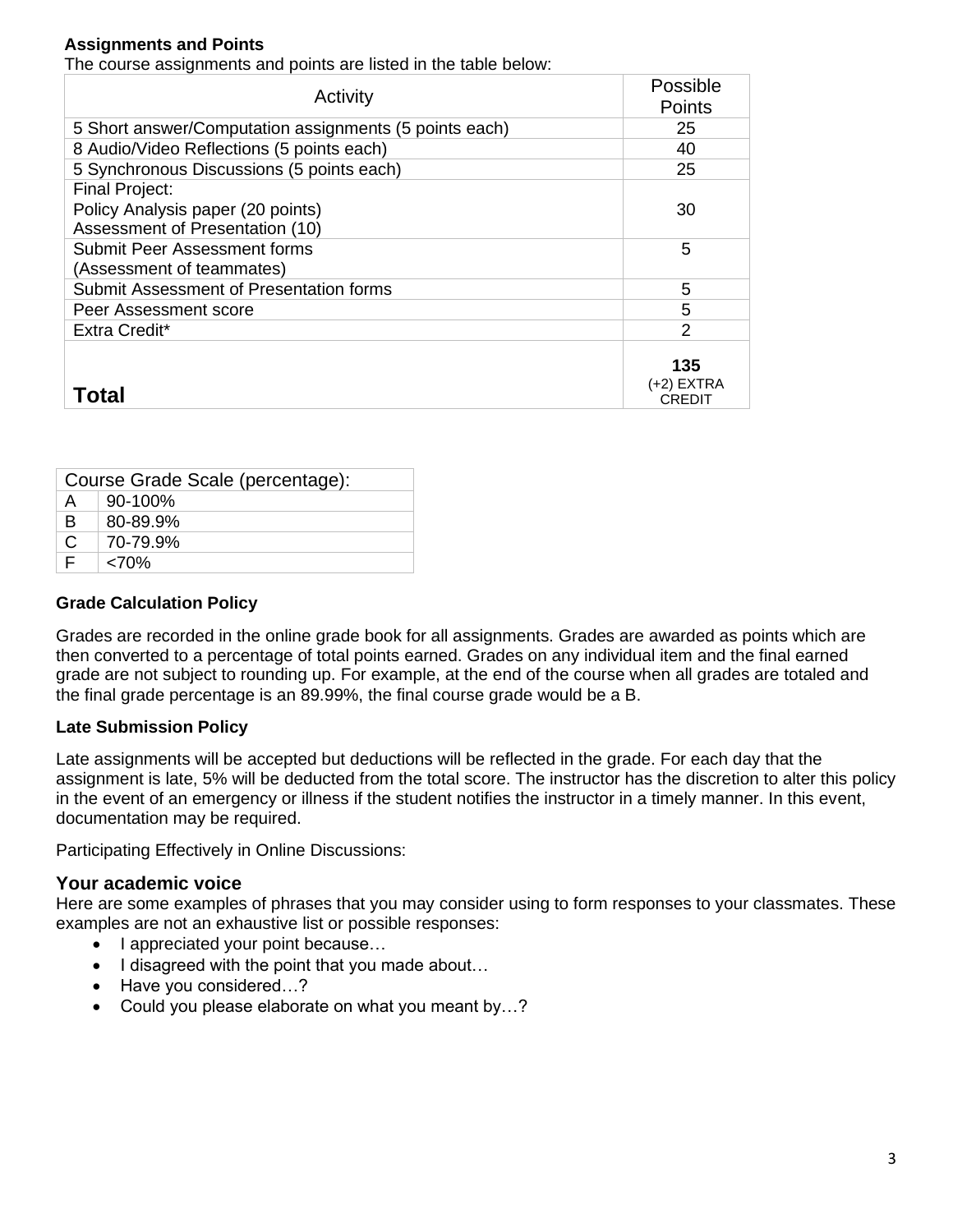**Assignments and Points**

The course assignments and points are listed in the table below:

| Activity | Possible Points |
|---|---|
| 5 Short answer/Computation assignments (5 points each) | 25 |
| 8 Audio/Video Reflections (5 points each) | 40 |
| 5 Synchronous Discussions (5 points each) | 25 |
| Final Project:<br>Policy Analysis paper (20 points)<br>Assessment of Presentation (10) | 30 |
| Submit Peer Assessment forms<br>(Assessment of teammates) | 5 |
| Submit Assessment of Presentation forms | 5 |
| Peer Assessment score | 5 |
| Extra Credit* | 2 |
| **Total** | **135**<br>(+2) EXTRA CREDIT |

| Course Grade Scale (percentage): | |
|---|---|
| A | 90-100% |
| B | 80-89.9% |
| C | 70-79.9% |
| F | <70% |

**Grade Calculation Policy**

Grades are recorded in the online grade book for all assignments. Grades are awarded as points which are then converted to a percentage of total points earned. Grades on any individual item and the final earned grade are not subject to rounding up. For example, at the end of the course when all grades are totaled and the final grade percentage is an 89.99%, the final course grade would be a B.

**Late Submission Policy**

Late assignments will be accepted but deductions will be reflected in the grade. For each day that the assignment is late, 5% will be deducted from the total score. The instructor has the discretion to alter this policy in the event of an emergency or illness if the student notifies the instructor in a timely manner. In this event, documentation may be required.

Participating Effectively in Online Discussions:

### Your academic voice

Here are some examples of phrases that you may consider using to form responses to your classmates. These examples are not an exhaustive list or possible responses:

- I appreciated your point because…
- I disagreed with the point that you made about…
- Have you considered…?
- Could you please elaborate on what you meant by…?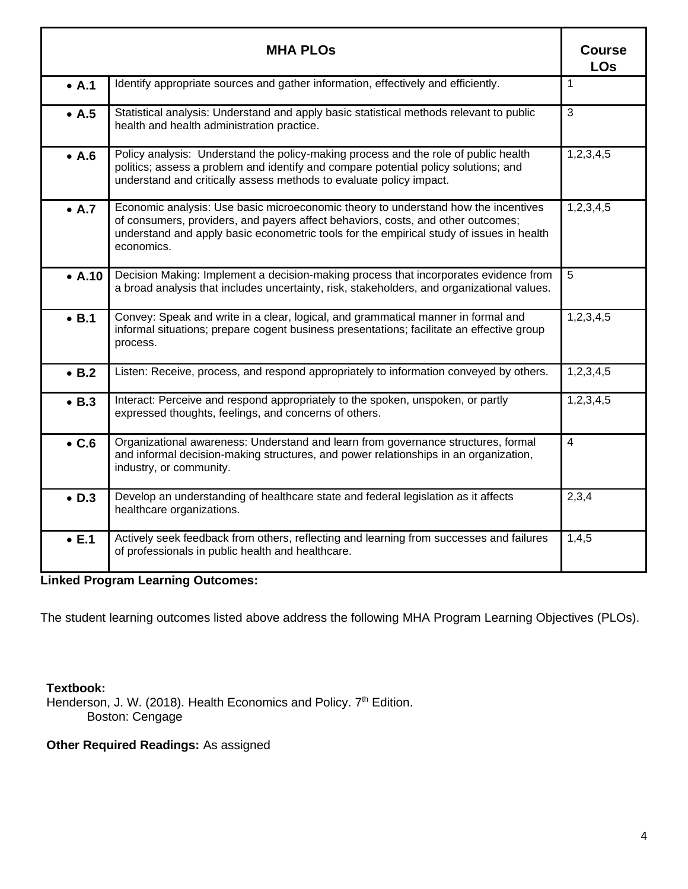| MHA PLOs | | Course LOs |
|---|---|---|
| • **A.1** | Identify appropriate sources and gather information, effectively and efficiently. | 1 |
| • **A.5** | Statistical analysis: Understand and apply basic statistical methods relevant to public health and health administration practice. | 3 |
| • **A.6** | Policy analysis: Understand the policy-making process and the role of public health politics; assess a problem and identify and compare potential policy solutions; and understand and critically assess methods to evaluate policy impact. | 1,2,3,4,5 |
| • **A.7** | Economic analysis: Use basic microeconomic theory to understand how the incentives of consumers, providers, and payers affect behaviors, costs, and other outcomes; understand and apply basic econometric tools for the empirical study of issues in health economics. | 1,2,3,4,5 |
| • **A.10** | Decision Making: Implement a decision-making process that incorporates evidence from a broad analysis that includes uncertainty, risk, stakeholders, and organizational values. | 5 |
| • **B.1** | Convey: Speak and write in a clear, logical, and grammatical manner in formal and informal situations; prepare cogent business presentations; facilitate an effective group process. | 1,2,3,4,5 |
| • **B.2** | Listen: Receive, process, and respond appropriately to information conveyed by others. | 1,2,3,4,5 |
| • **B.3** | Interact: Perceive and respond appropriately to the spoken, unspoken, or partly expressed thoughts, feelings, and concerns of others. | 1,2,3,4,5 |
| • **C.6** | Organizational awareness: Understand and learn from governance structures, formal and informal decision-making structures, and power relationships in an organization, industry, or community. | 4 |
| • **D.3** | Develop an understanding of healthcare state and federal legislation as it affects healthcare organizations. | 2,3,4 |
| • **E.1** | Actively seek feedback from others, reflecting and learning from successes and failures of professionals in public health and healthcare. | 1,4,5 |

**Linked Program Learning Outcomes:**

The student learning outcomes listed above address the following MHA Program Learning Objectives (PLOs).

**Textbook:**
Henderson, J. W. (2018). Health Economics and Policy. 7th Edition.
Boston: Cengage

**Other Required Readings:** As assigned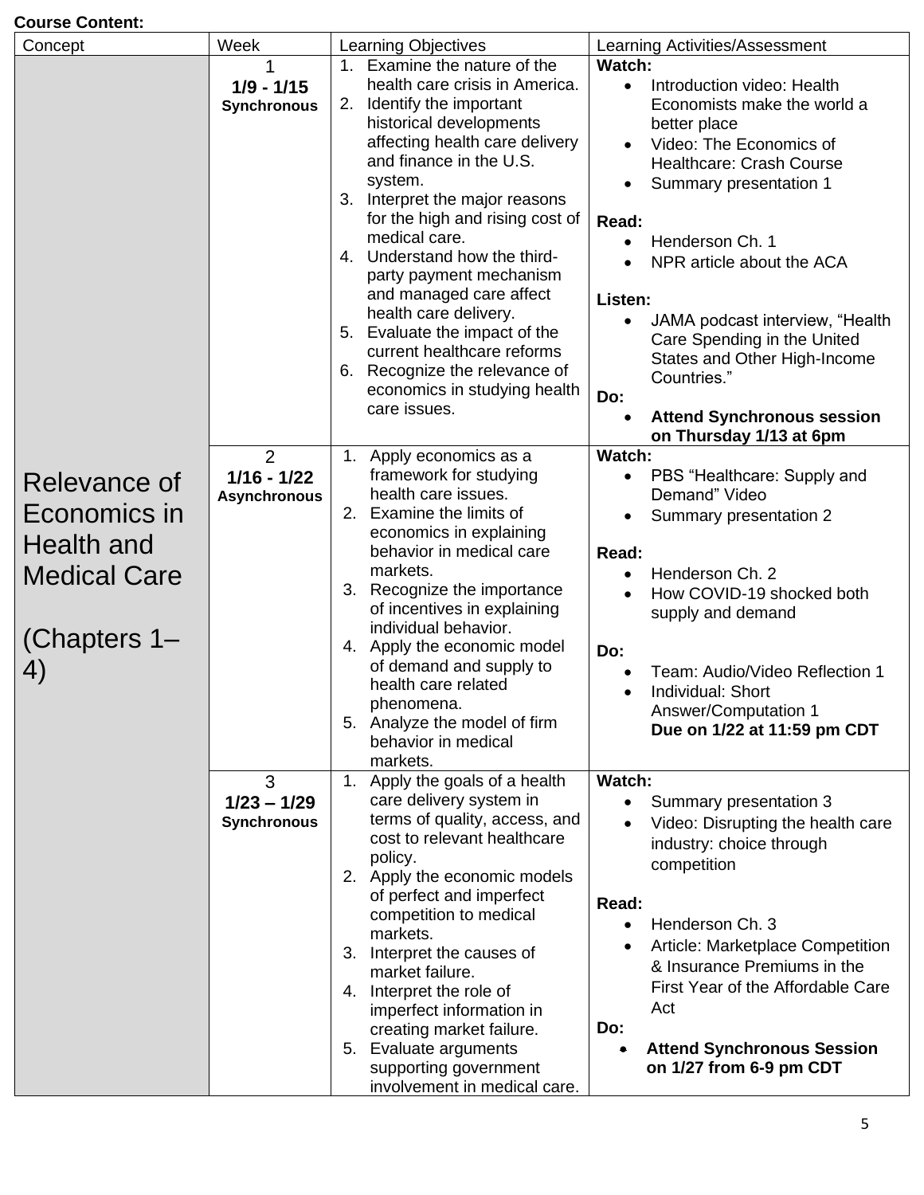**Course Content:**

| Concept | Week | Learning Objectives | Learning Activities/Assessment |
|---|---|---|---|
| Relevance of Economics in Health and Medical Care<br><br>(Chapters 1–4) | 1<br>**1/9 - 1/15**<br>**Synchronous** | 1. Examine the nature of the health care crisis in America.<br>2. Identify the important historical developments affecting health care delivery and finance in the U.S. system.<br>3. Interpret the major reasons for the high and rising cost of medical care.<br>4. Understand how the third-party payment mechanism and managed care affect health care delivery.<br>5. Evaluate the impact of the current healthcare reforms<br>6. Recognize the relevance of economics in studying health care issues. | **Watch:**<br>• Introduction video: Health Economists make the world a better place<br>• Video: The Economics of Healthcare: Crash Course<br>• Summary presentation 1<br><br>**Read:**<br>• Henderson Ch. 1<br>• NPR article about the ACA<br><br>**Listen:**<br>• JAMA podcast interview, "Health Care Spending in the United States and Other High-Income Countries."<br>**Do:**<br>• **Attend Synchronous session on Thursday 1/13 at 6pm** |
| | 2<br>**1/16 - 1/22**<br>**Asynchronous** | 1. Apply economics as a framework for studying health care issues.<br>2. Examine the limits of economics in explaining behavior in medical care markets.<br>3. Recognize the importance of incentives in explaining individual behavior.<br>4. Apply the economic model of demand and supply to health care related phenomena.<br>5. Analyze the model of firm behavior in medical markets. | **Watch:**<br>• PBS "Healthcare: Supply and Demand" Video<br>• Summary presentation 2<br><br>**Read:**<br>• Henderson Ch. 2<br>• How COVID-19 shocked both supply and demand<br><br>**Do:**<br>• Team: Audio/Video Reflection 1<br>• Individual: Short Answer/Computation 1 **Due on 1/22 at 11:59 pm CDT** |
| | 3<br>**1/23 – 1/29**<br>**Synchronous** | 1. Apply the goals of a health care delivery system in terms of quality, access, and cost to relevant healthcare policy.<br>2. Apply the economic models of perfect and imperfect competition to medical markets.<br>3. Interpret the causes of market failure.<br>4. Interpret the role of imperfect information in creating market failure.<br>5. Evaluate arguments supporting government involvement in medical care. | **Watch:**<br>• Summary presentation 3<br>• Video: Disrupting the health care industry: choice through competition<br><br>**Read:**<br>• Henderson Ch. 3<br>• Article: Marketplace Competition & Insurance Premiums in the First Year of the Affordable Care Act<br>**Do:**<br>• **Attend Synchronous Session on 1/27 from 6-9 pm CDT** |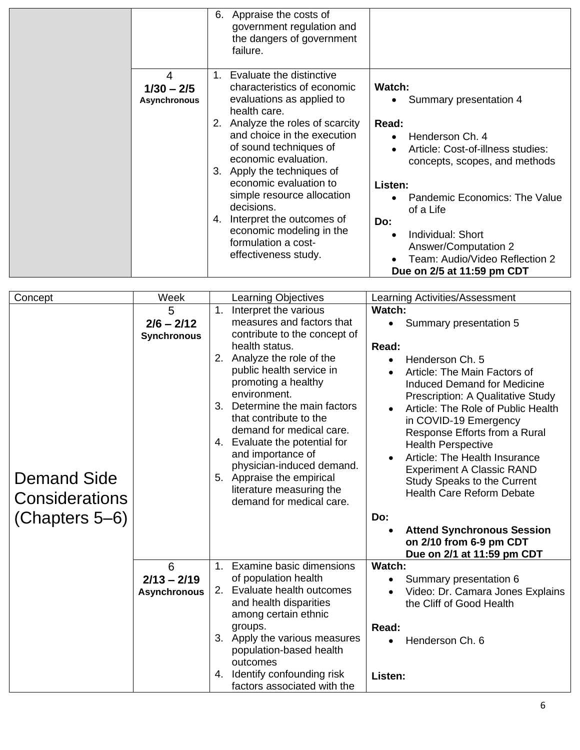| Concept | Week | Learning Objectives | Learning Activities/Assessment |
|---|---|---|---|
| | | 6. Appraise the costs of government regulation and the dangers of government failure. | |
| | 4<br>**1/30 – 2/5**<br>**Asynchronous** | 1. Evaluate the distinctive characteristics of economic evaluations as applied to health care.<br>2. Analyze the roles of scarcity and choice in the execution of sound techniques of economic evaluation.<br>3. Apply the techniques of economic evaluation to simple resource allocation decisions.<br>4. Interpret the outcomes of economic modeling in the formulation a cost-effectiveness study. | **Watch:**<br>• Summary presentation 4<br><br>**Read:**<br>• Henderson Ch. 4<br>• Article: Cost-of-illness studies: concepts, scopes, and methods<br><br>**Listen:**<br>• Pandemic Economics: The Value of a Life<br>**Do:**<br>• Individual: Short Answer/Computation 2<br>• Team: Audio/Video Reflection 2<br>**Due on 2/5 at 11:59 pm CDT** |

| Concept | Week | Learning Objectives | Learning Activities/Assessment |
|---|---|---|---|
| Demand Side Considerations (Chapters 5–6) | 5<br>**2/6 – 2/12**<br>**Synchronous** | 1. Interpret the various measures and factors that contribute to the concept of health status.<br>2. Analyze the role of the public health service in promoting a healthy environment.<br>3. Determine the main factors that contribute to the demand for medical care.<br>4. Evaluate the potential for and importance of physician-induced demand.<br>5. Appraise the empirical literature measuring the demand for medical care. | **Watch:**<br>• Summary presentation 5<br><br>**Read:**<br>• Henderson Ch. 5<br>• Article: The Main Factors of Induced Demand for Medicine Prescription: A Qualitative Study<br>• Article: The Role of Public Health in COVID-19 Emergency Response Efforts from a Rural Health Perspective<br>• Article: The Health Insurance Experiment A Classic RAND Study Speaks to the Current Health Care Reform Debate<br><br>**Do:**<br>• **Attend Synchronous Session on 2/10 from 6-9 pm CDT**<br>**Due on 2/1 at 11:59 pm CDT** |
| | 6<br>**2/13 – 2/19**<br>**Asynchronous** | 1. Examine basic dimensions of population health<br>2. Evaluate health outcomes and health disparities among certain ethnic groups.<br>3. Apply the various measures population-based health outcomes<br>4. Identify confounding risk factors associated with the | **Watch:**<br>• Summary presentation 6<br>• Video: Dr. Camara Jones Explains the Cliff of Good Health<br><br>**Read:**<br>• Henderson Ch. 6<br><br>**Listen:** |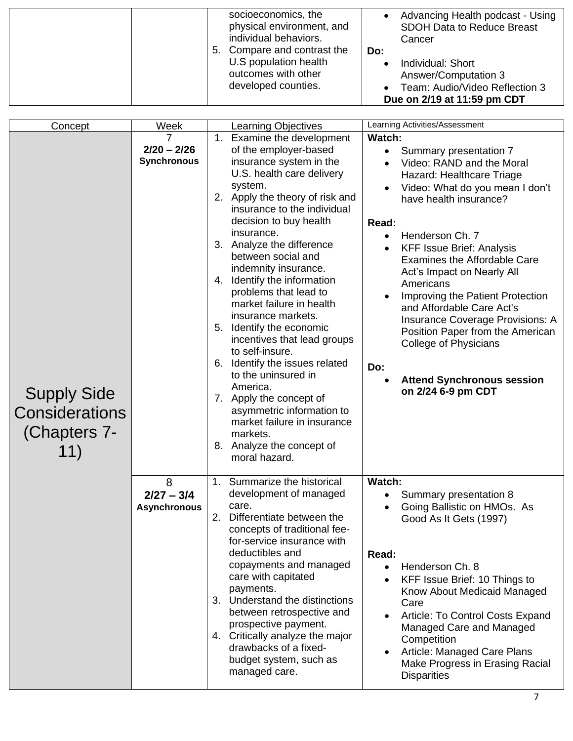| | | socioeconomics, the physical environment, and individual behaviors.<br>5. Compare and contrast the U.S population health outcomes with other developed counties. | • Advancing Health podcast - Using SDOH Data to Reduce Breast Cancer<br>**Do:**<br>• Individual: Short Answer/Computation 3<br>• Team: Audio/Video Reflection 3<br>**Due on 2/19 at 11:59 pm CDT** |
|---|---|---|---|

| Concept | Week | Learning Objectives | Learning Activities/Assessment |
|---|---|---|---|
| Supply Side Considerations (Chapters 7-11) | 7<br>**2/20 – 2/26**<br>**Synchronous** | 1. Examine the development of the employer-based insurance system in the U.S. health care delivery system.<br>2. Apply the theory of risk and insurance to the individual decision to buy health insurance.<br>3. Analyze the difference between social and indemnity insurance.<br>4. Identify the information problems that lead to market failure in health insurance markets.<br>5. Identify the economic incentives that lead groups to self-insure.<br>6. Identify the issues related to the uninsured in America.<br>7. Apply the concept of asymmetric information to market failure in insurance markets.<br>8. Analyze the concept of moral hazard. | **Watch:**<br>• Summary presentation 7<br>• Video: RAND and the Moral Hazard: Healthcare Triage<br>• Video: What do you mean I don't have health insurance?<br><br>**Read:**<br>• Henderson Ch. 7<br>• KFF Issue Brief: Analysis Examines the Affordable Care Act's Impact on Nearly All Americans<br>• Improving the Patient Protection and Affordable Care Act's Insurance Coverage Provisions: A Position Paper from the American College of Physicians<br><br>**Do:**<br>• **Attend Synchronous session on 2/24 6-9 pm CDT** |
| | 8<br>**2/27 – 3/4**<br>**Asynchronous** | 1. Summarize the historical development of managed care.<br>2. Differentiate between the concepts of traditional fee-for-service insurance with deductibles and copayments and managed care with capitated payments.<br>3. Understand the distinctions between retrospective and prospective payment.<br>4. Critically analyze the major drawbacks of a fixed-budget system, such as managed care. | **Watch:**<br>• Summary presentation 8<br>• Going Ballistic on HMOs. As Good As It Gets (1997)<br><br>**Read:**<br>• Henderson Ch. 8<br>• KFF Issue Brief: 10 Things to Know About Medicaid Managed Care<br>• Article: To Control Costs Expand Managed Care and Managed Competition<br>• Article: Managed Care Plans Make Progress in Erasing Racial Disparities |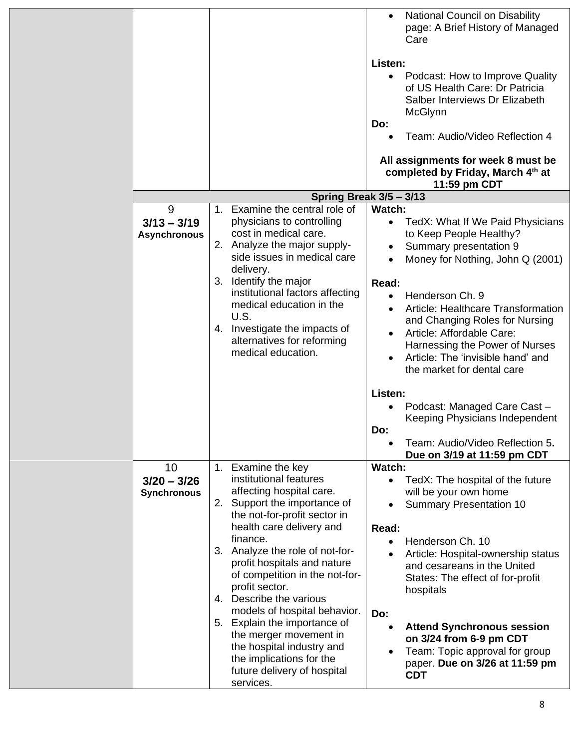| | Week | Learning Objectives | Activities |
|---|---|---|---|
| | | | • National Council on Disability page: A Brief History of Managed Care<br><br>**Listen:**<br>• Podcast: How to Improve Quality of US Health Care: Dr Patricia Salber Interviews Dr Elizabeth McGlynn<br>**Do:**<br>• Team: Audio/Video Reflection 4<br><br>**All assignments for week 8 must be completed by Friday, March 4th at 11:59 pm CDT** |
| | **Spring Break 3/5 – 3/13** | | |
| | 9<br>**3/13 – 3/19**<br>**Asynchronous** | 1. Examine the central role of physicians to controlling cost in medical care.<br>2. Analyze the major supply-side issues in medical care delivery.<br>3. Identify the major institutional factors affecting medical education in the U.S.<br>4. Investigate the impacts of alternatives for reforming medical education. | **Watch:**<br>• TedX: What If We Paid Physicians to Keep People Healthy?<br>• Summary presentation 9<br>• Money for Nothing, John Q (2001)<br><br>**Read:**<br>• Henderson Ch. 9<br>• Article: Healthcare Transformation and Changing Roles for Nursing<br>• Article: Affordable Care: Harnessing the Power of Nurses<br>• Article: The 'invisible hand' and the market for dental care<br><br>**Listen:**<br>• Podcast: Managed Care Cast – Keeping Physicians Independent<br>**Do:**<br>• Team: Audio/Video Reflection 5**. Due on 3/19 at 11:59 pm CDT** |
| | 10<br>**3/20 – 3/26**<br>**Synchronous** | 1. Examine the key institutional features affecting hospital care.<br>2. Support the importance of the not-for-profit sector in health care delivery and finance.<br>3. Analyze the role of not-for-profit hospitals and nature of competition in the not-for-profit sector.<br>4. Describe the various models of hospital behavior.<br>5. Explain the importance of the merger movement in the hospital industry and the implications for the future delivery of hospital services. | **Watch:**<br>• TedX: The hospital of the future will be your own home<br>• Summary Presentation 10<br><br>**Read:**<br>• Henderson Ch. 10<br>• Article: Hospital-ownership status and cesareans in the United States: The effect of for-profit hospitals<br><br>**Do:**<br>• **Attend Synchronous session on 3/24 from 6-9 pm CDT**<br>• Team: Topic approval for group paper. **Due on 3/26 at 11:59 pm CDT** |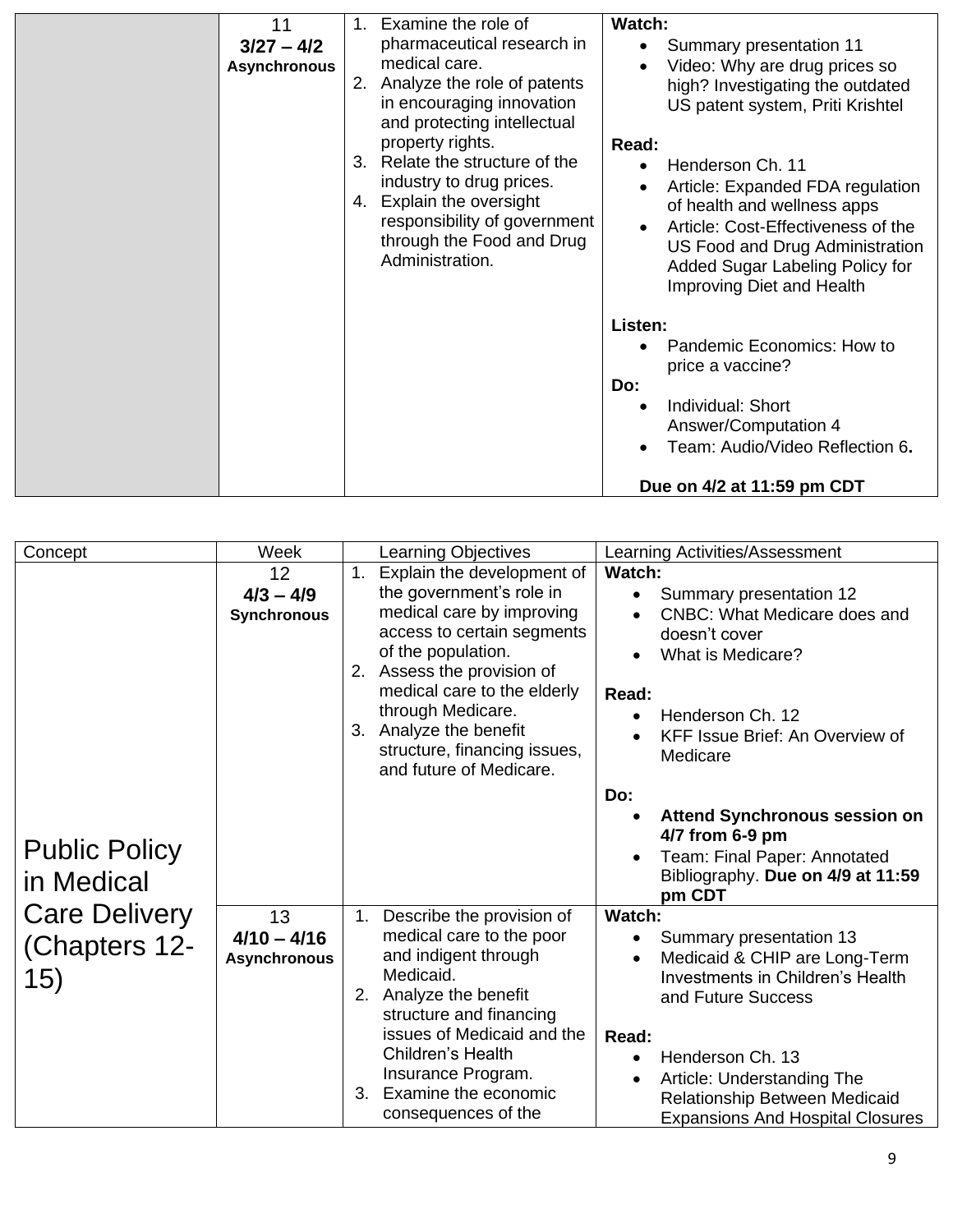| | Week | Learning Objectives | Learning Activities/Assessment |
|---|---|---|---|
| | 11<br>**3/27 – 4/2**<br>**Asynchronous** | 1. Examine the role of pharmaceutical research in medical care.<br>2. Analyze the role of patents in encouraging innovation and protecting intellectual property rights.<br>3. Relate the structure of the industry to drug prices.<br>4. Explain the oversight responsibility of government through the Food and Drug Administration. | **Watch:**<br>• Summary presentation 11<br>• Video: Why are drug prices so high? Investigating the outdated US patent system, Priti Krishtel<br><br>**Read:**<br>• Henderson Ch. 11<br>• Article: Expanded FDA regulation of health and wellness apps<br>• Article: Cost-Effectiveness of the US Food and Drug Administration Added Sugar Labeling Policy for Improving Diet and Health<br><br>**Listen:**<br>• Pandemic Economics: How to price a vaccine?<br>**Do:**<br>• Individual: Short Answer/Computation 4<br>• Team: Audio/Video Reflection 6.<br><br>**Due on 4/2 at 11:59 pm CDT** |

| Concept | Week | Learning Objectives | Learning Activities/Assessment |
|---|---|---|---|
| Public Policy in Medical Care Delivery (Chapters 12-15) | 12<br>**4/3 – 4/9**<br>**Synchronous** | 1. Explain the development of the government's role in medical care by improving access to certain segments of the population.<br>2. Assess the provision of medical care to the elderly through Medicare.<br>3. Analyze the benefit structure, financing issues, and future of Medicare. | **Watch:**<br>• Summary presentation 12<br>• CNBC: What Medicare does and doesn't cover<br>• What is Medicare?<br><br>**Read:**<br>• Henderson Ch. 12<br>• KFF Issue Brief: An Overview of Medicare<br><br>**Do:**<br>• **Attend Synchronous session on 4/7 from 6-9 pm**<br>• Team: Final Paper: Annotated Bibliography. **Due on 4/9 at 11:59 pm CDT** |
| | 13<br>**4/10 – 4/16**<br>**Asynchronous** | 1. Describe the provision of medical care to the poor and indigent through Medicaid.<br>2. Analyze the benefit structure and financing issues of Medicaid and the Children's Health Insurance Program.<br>3. Examine the economic consequences of the | **Watch:**<br>• Summary presentation 13<br>• Medicaid & CHIP are Long-Term Investments in Children's Health and Future Success<br><br>**Read:**<br>• Henderson Ch. 13<br>• Article: Understanding The Relationship Between Medicaid Expansions And Hospital Closures |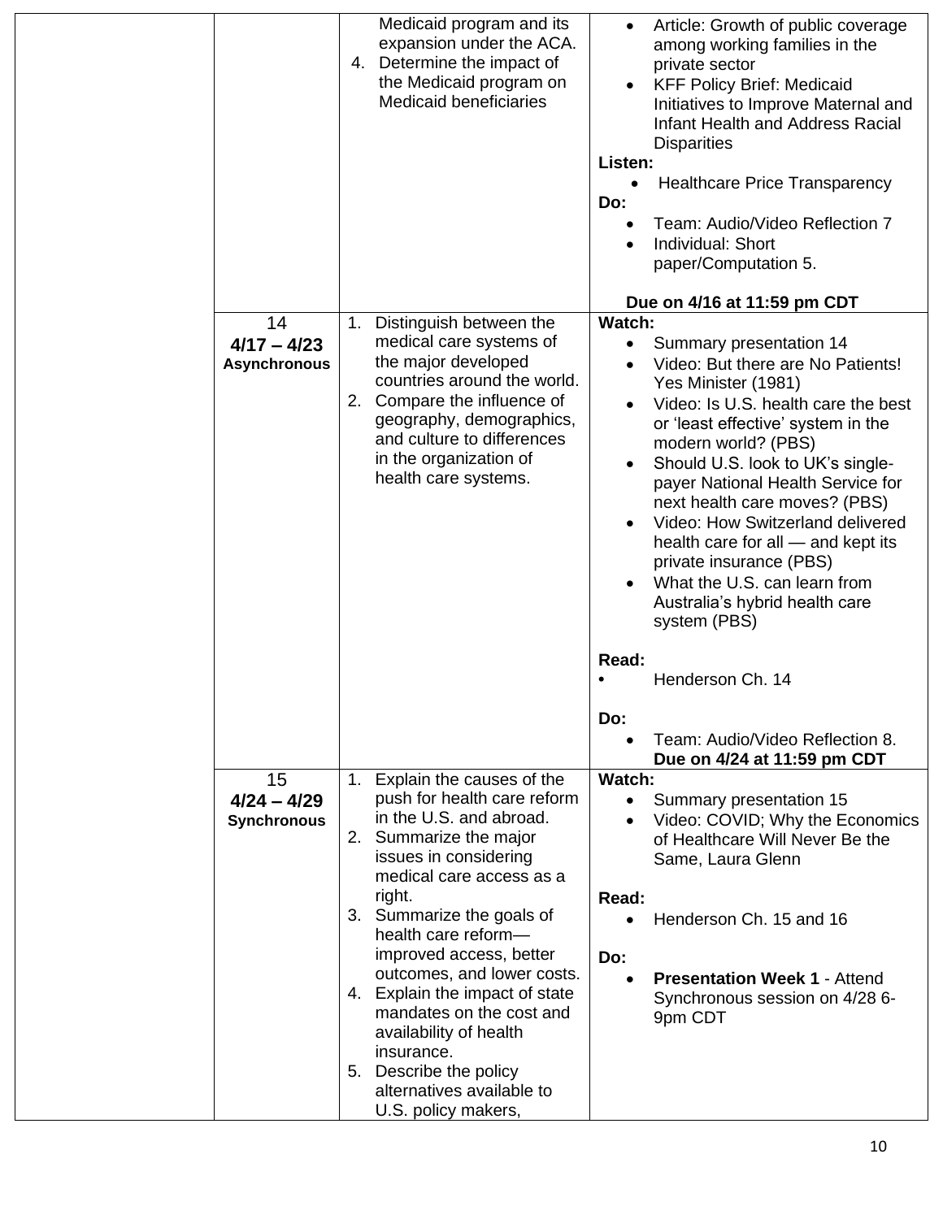| | | | |
|---|---|---|---|
| | | Medicaid program and its expansion under the ACA.<br>4. Determine the impact of the Medicaid program on Medicaid beneficiaries | • Article: Growth of public coverage among working families in the private sector<br>• KFF Policy Brief: Medicaid Initiatives to Improve Maternal and Infant Health and Address Racial Disparities<br>**Listen:**<br>• Healthcare Price Transparency<br>**Do:**<br>• Team: Audio/Video Reflection 7<br>• Individual: Short paper/Computation 5.<br><br>**Due on 4/16 at 11:59 pm CDT** |
| | 14<br>**4/17 – 4/23**<br>**Asynchronous** | 1. Distinguish between the medical care systems of the major developed countries around the world.<br>2. Compare the influence of geography, demographics, and culture to differences in the organization of health care systems. | **Watch:**<br>• Summary presentation 14<br>• Video: But there are No Patients! Yes Minister (1981)<br>• Video: Is U.S. health care the best or 'least effective' system in the modern world? (PBS)<br>• Should U.S. look to UK's single-payer National Health Service for next health care moves? (PBS)<br>• Video: How Switzerland delivered health care for all — and kept its private insurance (PBS)<br>• What the U.S. can learn from Australia's hybrid health care system (PBS)<br><br>**Read:**<br>• Henderson Ch. 14<br><br>**Do:**<br>• Team: Audio/Video Reflection 8. **Due on 4/24 at 11:59 pm CDT** |
| | 15<br>**4/24 – 4/29**<br>**Synchronous** | 1. Explain the causes of the push for health care reform in the U.S. and abroad.<br>2. Summarize the major issues in considering medical care access as a right.<br>3. Summarize the goals of health care reform—improved access, better outcomes, and lower costs.<br>4. Explain the impact of state mandates on the cost and availability of health insurance.<br>5. Describe the policy alternatives available to U.S. policy makers, | **Watch:**<br>• Summary presentation 15<br>• Video: COVID; Why the Economics of Healthcare Will Never Be the Same, Laura Glenn<br><br>**Read:**<br>• Henderson Ch. 15 and 16<br><br>**Do:**<br>• **Presentation Week 1** - Attend Synchronous session on 4/28 6-9pm CDT |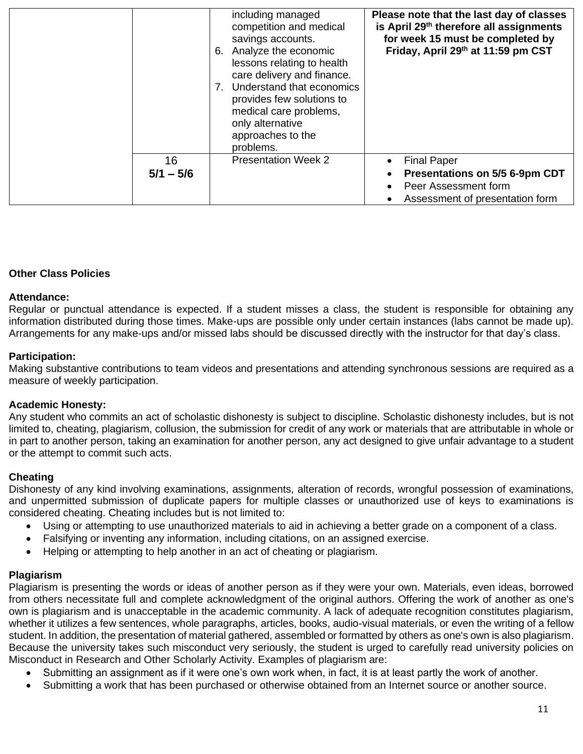| | | | |
|---|---|---|---|
| | | including managed competition and medical savings accounts.<br>6. Analyze the economic lessons relating to health care delivery and finance.<br>7. Understand that economics provides few solutions to medical care problems, only alternative approaches to the problems. | **Please note that the last day of classes is April 29th therefore all assignments for week 15 must be completed by Friday, April 29th at 11:59 pm CST** |
| | 16<br>**5/1 – 5/6** | Presentation Week 2 | • Final Paper<br>• **Presentations on 5/5 6-9pm CDT**<br>• Peer Assessment form<br>• Assessment of presentation form |

**Other Class Policies**

**Attendance:**
Regular or punctual attendance is expected. If a student misses a class, the student is responsible for obtaining any information distributed during those times. Make-ups are possible only under certain instances (labs cannot be made up). Arrangements for any make-ups and/or missed labs should be discussed directly with the instructor for that day's class.

**Participation:**
Making substantive contributions to team videos and presentations and attending synchronous sessions are required as a measure of weekly participation.

**Academic Honesty:**
Any student who commits an act of scholastic dishonesty is subject to discipline. Scholastic dishonesty includes, but is not limited to, cheating, plagiarism, collusion, the submission for credit of any work or materials that are attributable in whole or in part to another person, taking an examination for another person, any act designed to give unfair advantage to a student or the attempt to commit such acts.

**Cheating**
Dishonesty of any kind involving examinations, assignments, alteration of records, wrongful possession of examinations, and unpermitted submission of duplicate papers for multiple classes or unauthorized use of keys to examinations is considered cheating. Cheating includes but is not limited to:

- Using or attempting to use unauthorized materials to aid in achieving a better grade on a component of a class.
- Falsifying or inventing any information, including citations, on an assigned exercise.
- Helping or attempting to help another in an act of cheating or plagiarism.

**Plagiarism**
Plagiarism is presenting the words or ideas of another person as if they were your own. Materials, even ideas, borrowed from others necessitate full and complete acknowledgment of the original authors. Offering the work of another as one's own is plagiarism and is unacceptable in the academic community. A lack of adequate recognition constitutes plagiarism, whether it utilizes a few sentences, whole paragraphs, articles, books, audio-visual materials, or even the writing of a fellow student. In addition, the presentation of material gathered, assembled or formatted by others as one's own is also plagiarism. Because the university takes such misconduct very seriously, the student is urged to carefully read university policies on Misconduct in Research and Other Scholarly Activity. Examples of plagiarism are:

- Submitting an assignment as if it were one's own work when, in fact, it is at least partly the work of another.
- Submitting a work that has been purchased or otherwise obtained from an Internet source or another source.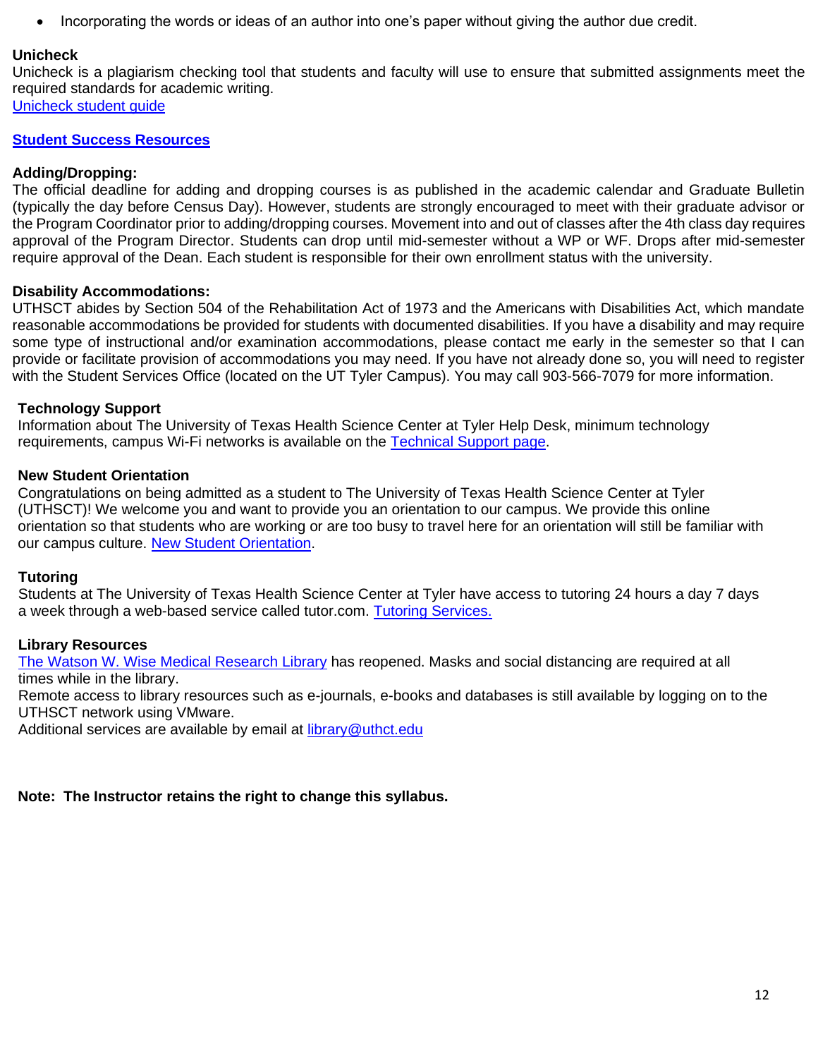- Incorporating the words or ideas of an author into one's paper without giving the author due credit.

**Unicheck**
Unicheck is a plagiarism checking tool that students and faculty will use to ensure that submitted assignments meet the required standards for academic writing.
Unicheck student guide

**Student Success Resources**

**Adding/Dropping:**
The official deadline for adding and dropping courses is as published in the academic calendar and Graduate Bulletin (typically the day before Census Day). However, students are strongly encouraged to meet with their graduate advisor or the Program Coordinator prior to adding/dropping courses. Movement into and out of classes after the 4th class day requires approval of the Program Director. Students can drop until mid-semester without a WP or WF. Drops after mid-semester require approval of the Dean. Each student is responsible for their own enrollment status with the university.

**Disability Accommodations:**
UTHSCT abides by Section 504 of the Rehabilitation Act of 1973 and the Americans with Disabilities Act, which mandate reasonable accommodations be provided for students with documented disabilities. If you have a disability and may require some type of instructional and/or examination accommodations, please contact me early in the semester so that I can provide or facilitate provision of accommodations you may need. If you have not already done so, you will need to register with the Student Services Office (located on the UT Tyler Campus). You may call 903-566-7079 for more information.

**Technology Support**
Information about The University of Texas Health Science Center at Tyler Help Desk, minimum technology requirements, campus Wi-Fi networks is available on the Technical Support page.

**New Student Orientation**
Congratulations on being admitted as a student to The University of Texas Health Science Center at Tyler (UTHSCT)! We welcome you and want to provide you an orientation to our campus. We provide this online orientation so that students who are working or are too busy to travel here for an orientation will still be familiar with our campus culture. New Student Orientation.

**Tutoring**
Students at The University of Texas Health Science Center at Tyler have access to tutoring 24 hours a day 7 days a week through a web-based service called tutor.com. Tutoring Services.

**Library Resources**
The Watson W. Wise Medical Research Library has reopened. Masks and social distancing are required at all times while in the library.
Remote access to library resources such as e-journals, e-books and databases is still available by logging on to the UTHSCT network using VMware.
Additional services are available by email at library@uthct.edu

**Note: The Instructor retains the right to change this syllabus.**